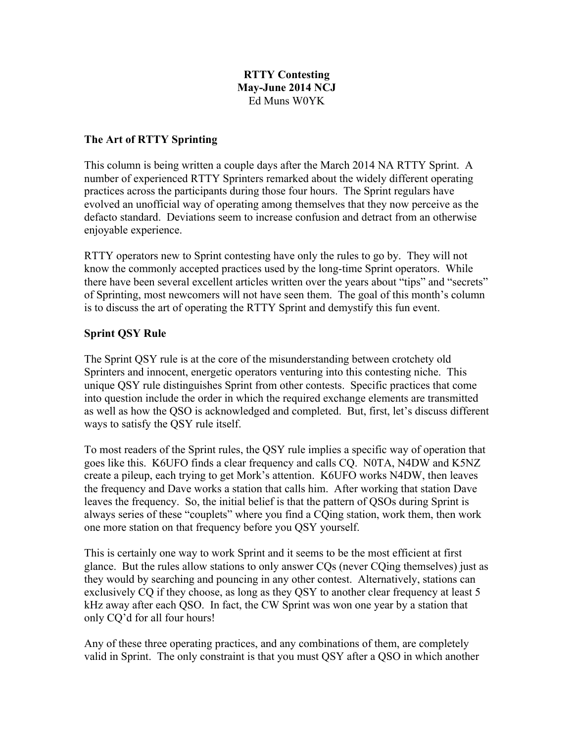**RTTY Contesting**
**May-June 2014 NCJ**
Ed Muns W0YK

## The Art of RTTY Sprinting

This column is being written a couple days after the March 2014 NA RTTY Sprint. A number of experienced RTTY Sprinters remarked about the widely different operating practices across the participants during those four hours. The Sprint regulars have evolved an unofficial way of operating among themselves that they now perceive as the defacto standard. Deviations seem to increase confusion and detract from an otherwise enjoyable experience.

RTTY operators new to Sprint contesting have only the rules to go by. They will not know the commonly accepted practices used by the long-time Sprint operators. While there have been several excellent articles written over the years about "tips" and "secrets" of Sprinting, most newcomers will not have seen them. The goal of this month's column is to discuss the art of operating the RTTY Sprint and demystify this fun event.

## Sprint QSY Rule

The Sprint QSY rule is at the core of the misunderstanding between crotchety old Sprinters and innocent, energetic operators venturing into this contesting niche. This unique QSY rule distinguishes Sprint from other contests. Specific practices that come into question include the order in which the required exchange elements are transmitted as well as how the QSO is acknowledged and completed. But, first, let's discuss different ways to satisfy the QSY rule itself.

To most readers of the Sprint rules, the QSY rule implies a specific way of operation that goes like this. K6UFO finds a clear frequency and calls CQ. N0TA, N4DW and K5NZ create a pileup, each trying to get Mork's attention. K6UFO works N4DW, then leaves the frequency and Dave works a station that calls him. After working that station Dave leaves the frequency. So, the initial belief is that the pattern of QSOs during Sprint is always series of these "couplets" where you find a CQing station, work them, then work one more station on that frequency before you QSY yourself.

This is certainly one way to work Sprint and it seems to be the most efficient at first glance. But the rules allow stations to only answer CQs (never CQing themselves) just as they would by searching and pouncing in any other contest. Alternatively, stations can exclusively CQ if they choose, as long as they QSY to another clear frequency at least 5 kHz away after each QSO. In fact, the CW Sprint was won one year by a station that only CQ'd for all four hours!

Any of these three operating practices, and any combinations of them, are completely valid in Sprint. The only constraint is that you must QSY after a QSO in which another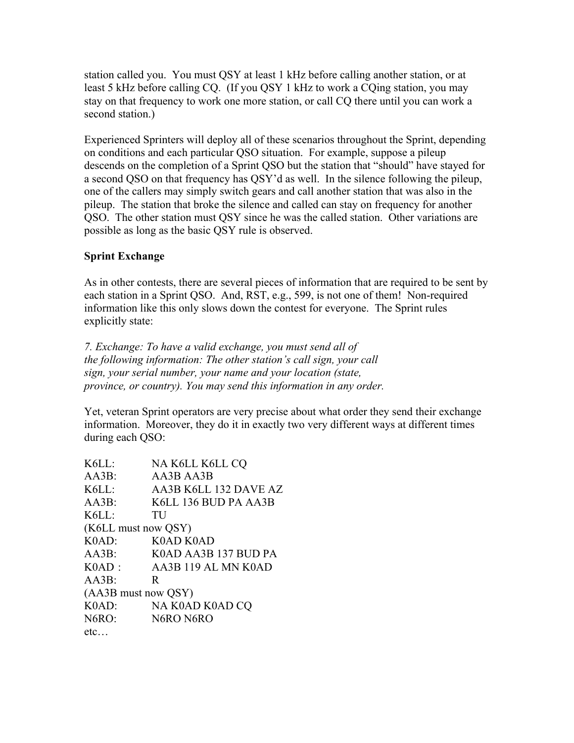station called you. You must QSY at least 1 kHz before calling another station, or at least 5 kHz before calling CQ. (If you QSY 1 kHz to work a CQing station, you may stay on that frequency to work one more station, or call CQ there until you can work a second station.)

Experienced Sprinters will deploy all of these scenarios throughout the Sprint, depending on conditions and each particular QSO situation. For example, suppose a pileup descends on the completion of a Sprint QSO but the station that "should" have stayed for a second QSO on that frequency has QSY'd as well. In the silence following the pileup, one of the callers may simply switch gears and call another station that was also in the pileup. The station that broke the silence and called can stay on frequency for another QSO. The other station must QSY since he was the called station. Other variations are possible as long as the basic QSY rule is observed.

**Sprint Exchange**

As in other contests, there are several pieces of information that are required to be sent by each station in a Sprint QSO. And, RST, e.g., 599, is not one of them! Non-required information like this only slows down the contest for everyone. The Sprint rules explicitly state:

*7. Exchange: To have a valid exchange, you must send all of the following information: The other station's call sign, your call sign, your serial number, your name and your location (state, province, or country). You may send this information in any order.*

Yet, veteran Sprint operators are very precise about what order they send their exchange information. Moreover, they do it in exactly two very different ways at different times during each QSO:

```
K6LL:      NA K6LL K6LL CQ
AA3B:      AA3B AA3B
K6LL:      AA3B K6LL 132 DAVE AZ
AA3B:      K6LL 136 BUD PA AA3B
K6LL:      TU
(K6LL must now QSY)
K0AD:      K0AD K0AD
AA3B:      K0AD AA3B 137 BUD PA
K0AD :     AA3B 119 AL MN K0AD
AA3B:      R
(AA3B must now QSY)
K0AD:      NA K0AD K0AD CQ
N6RO:      N6RO N6RO
etc…
```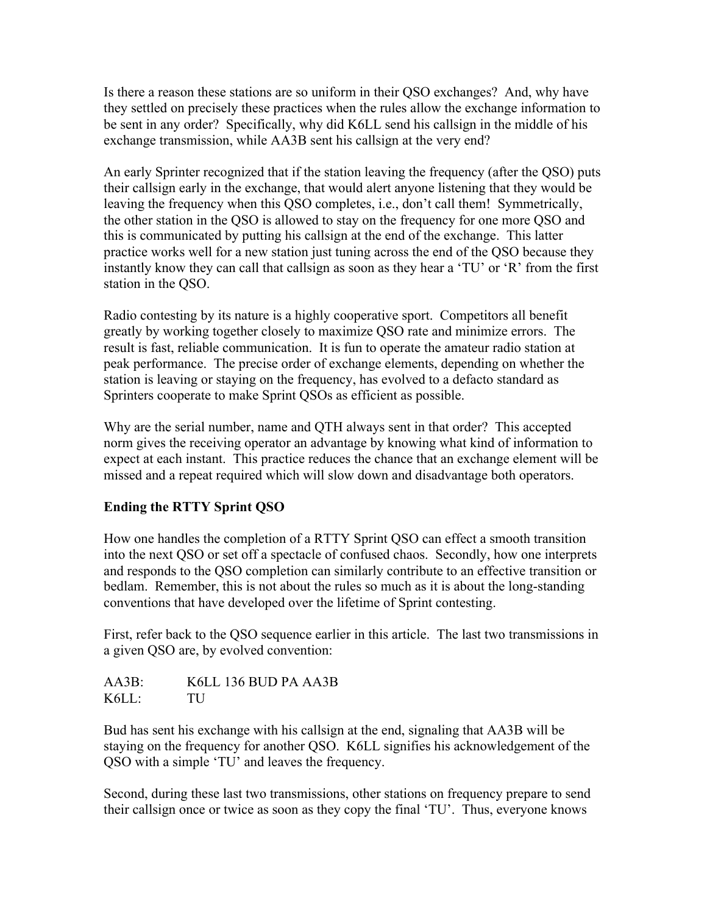Is there a reason these stations are so uniform in their QSO exchanges? And, why have they settled on precisely these practices when the rules allow the exchange information to be sent in any order? Specifically, why did K6LL send his callsign in the middle of his exchange transmission, while AA3B sent his callsign at the very end?

An early Sprinter recognized that if the station leaving the frequency (after the QSO) puts their callsign early in the exchange, that would alert anyone listening that they would be leaving the frequency when this QSO completes, i.e., don't call them! Symmetrically, the other station in the QSO is allowed to stay on the frequency for one more QSO and this is communicated by putting his callsign at the end of the exchange. This latter practice works well for a new station just tuning across the end of the QSO because they instantly know they can call that callsign as soon as they hear a 'TU' or 'R' from the first station in the QSO.

Radio contesting by its nature is a highly cooperative sport. Competitors all benefit greatly by working together closely to maximize QSO rate and minimize errors. The result is fast, reliable communication. It is fun to operate the amateur radio station at peak performance. The precise order of exchange elements, depending on whether the station is leaving or staying on the frequency, has evolved to a defacto standard as Sprinters cooperate to make Sprint QSOs as efficient as possible.

Why are the serial number, name and QTH always sent in that order? This accepted norm gives the receiving operator an advantage by knowing what kind of information to expect at each instant. This practice reduces the chance that an exchange element will be missed and a repeat required which will slow down and disadvantage both operators.

**Ending the RTTY Sprint QSO**

How one handles the completion of a RTTY Sprint QSO can effect a smooth transition into the next QSO or set off a spectacle of confused chaos. Secondly, how one interprets and responds to the QSO completion can similarly contribute to an effective transition or bedlam. Remember, this is not about the rules so much as it is about the long-standing conventions that have developed over the lifetime of Sprint contesting.

First, refer back to the QSO sequence earlier in this article. The last two transmissions in a given QSO are, by evolved convention:

```
AA3B:     K6LL 136 BUD PA AA3B
K6LL:     TU
```

Bud has sent his exchange with his callsign at the end, signaling that AA3B will be staying on the frequency for another QSO. K6LL signifies his acknowledgement of the QSO with a simple 'TU' and leaves the frequency.

Second, during these last two transmissions, other stations on frequency prepare to send their callsign once or twice as soon as they copy the final 'TU'. Thus, everyone knows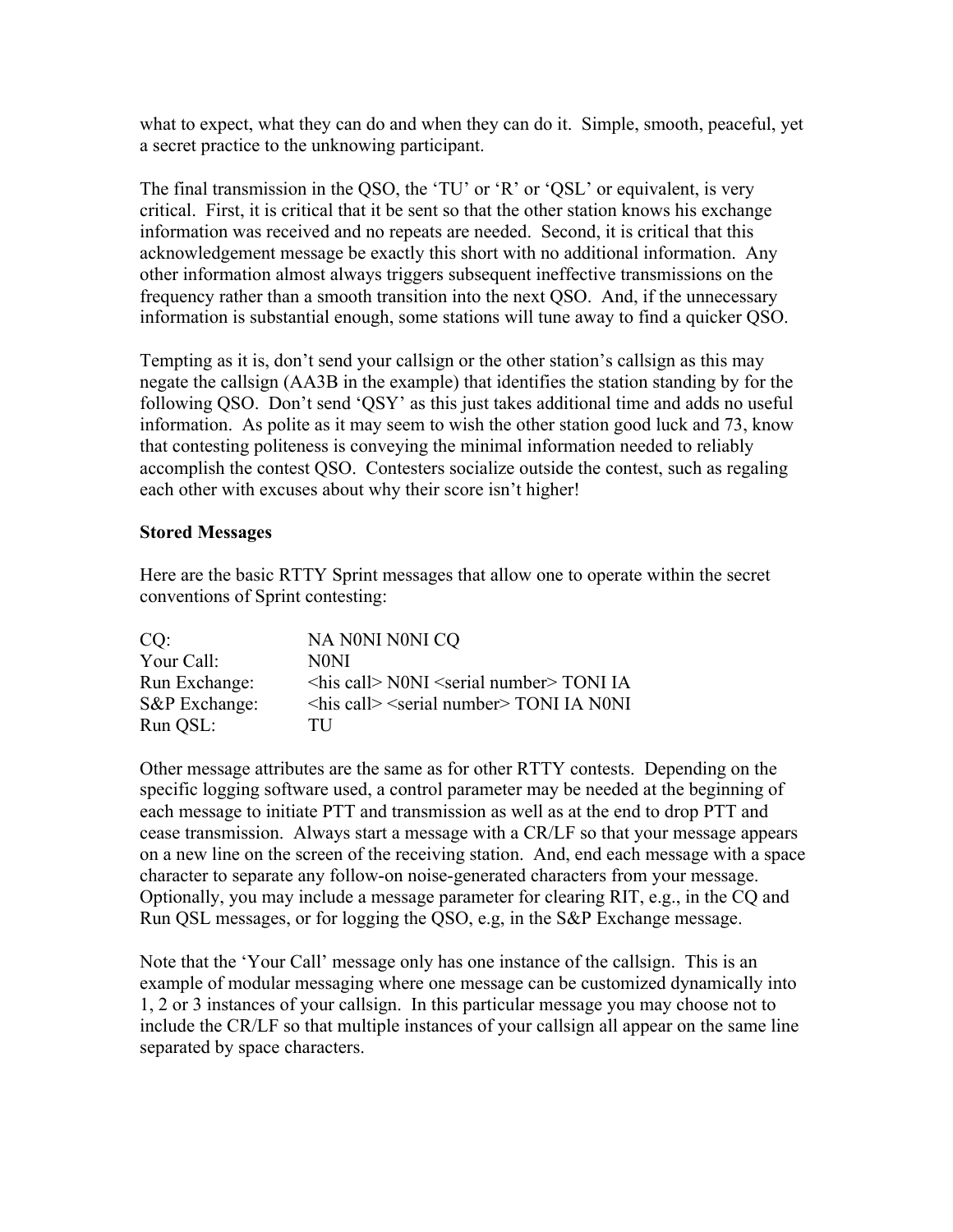what to expect, what they can do and when they can do it. Simple, smooth, peaceful, yet a secret practice to the unknowing participant.

The final transmission in the QSO, the 'TU' or 'R' or 'QSL' or equivalent, is very critical. First, it is critical that it be sent so that the other station knows his exchange information was received and no repeats are needed. Second, it is critical that this acknowledgement message be exactly this short with no additional information. Any other information almost always triggers subsequent ineffective transmissions on the frequency rather than a smooth transition into the next QSO. And, if the unnecessary information is substantial enough, some stations will tune away to find a quicker QSO.

Tempting as it is, don't send your callsign or the other station's callsign as this may negate the callsign (AA3B in the example) that identifies the station standing by for the following QSO. Don't send 'QSY' as this just takes additional time and adds no useful information. As polite as it may seem to wish the other station good luck and 73, know that contesting politeness is conveying the minimal information needed to reliably accomplish the contest QSO. Contesters socialize outside the contest, such as regaling each other with excuses about why their score isn't higher!

**Stored Messages**

Here are the basic RTTY Sprint messages that allow one to operate within the secret conventions of Sprint contesting:

| | |
|---|---|
| CQ: | NA N0NI N0NI CQ |
| Your Call: | N0NI |
| Run Exchange: | <his call> N0NI <serial number> TONI IA |
| S&P Exchange: | <his call> <serial number> TONI IA N0NI |
| Run QSL: | TU |

Other message attributes are the same as for other RTTY contests. Depending on the specific logging software used, a control parameter may be needed at the beginning of each message to initiate PTT and transmission as well as at the end to drop PTT and cease transmission. Always start a message with a CR/LF so that your message appears on a new line on the screen of the receiving station. And, end each message with a space character to separate any follow-on noise-generated characters from your message. Optionally, you may include a message parameter for clearing RIT, e.g., in the CQ and Run QSL messages, or for logging the QSO, e.g, in the S&P Exchange message.

Note that the 'Your Call' message only has one instance of the callsign. This is an example of modular messaging where one message can be customized dynamically into 1, 2 or 3 instances of your callsign. In this particular message you may choose not to include the CR/LF so that multiple instances of your callsign all appear on the same line separated by space characters.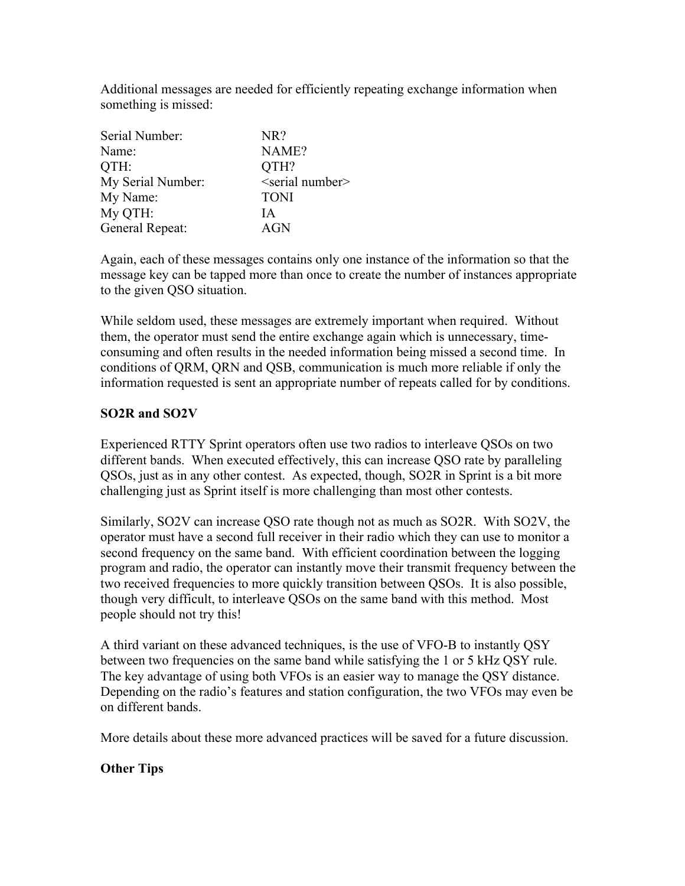Additional messages are needed for efficiently repeating exchange information when something is missed:

| | |
|---|---|
| Serial Number: | NR? |
| Name: | NAME? |
| QTH: | QTH? |
| My Serial Number: | <serial number> |
| My Name: | TONI |
| My QTH: | IA |
| General Repeat: | AGN |

Again, each of these messages contains only one instance of the information so that the message key can be tapped more than once to create the number of instances appropriate to the given QSO situation.

While seldom used, these messages are extremely important when required. Without them, the operator must send the entire exchange again which is unnecessary, time-consuming and often results in the needed information being missed a second time. In conditions of QRM, QRN and QSB, communication is much more reliable if only the information requested is sent an appropriate number of repeats called for by conditions.

**SO2R and SO2V**

Experienced RTTY Sprint operators often use two radios to interleave QSOs on two different bands. When executed effectively, this can increase QSO rate by paralleling QSOs, just as in any other contest. As expected, though, SO2R in Sprint is a bit more challenging just as Sprint itself is more challenging than most other contests.

Similarly, SO2V can increase QSO rate though not as much as SO2R. With SO2V, the operator must have a second full receiver in their radio which they can use to monitor a second frequency on the same band. With efficient coordination between the logging program and radio, the operator can instantly move their transmit frequency between the two received frequencies to more quickly transition between QSOs. It is also possible, though very difficult, to interleave QSOs on the same band with this method. Most people should not try this!

A third variant on these advanced techniques, is the use of VFO-B to instantly QSY between two frequencies on the same band while satisfying the 1 or 5 kHz QSY rule. The key advantage of using both VFOs is an easier way to manage the QSY distance. Depending on the radio's features and station configuration, the two VFOs may even be on different bands.

More details about these more advanced practices will be saved for a future discussion.

**Other Tips**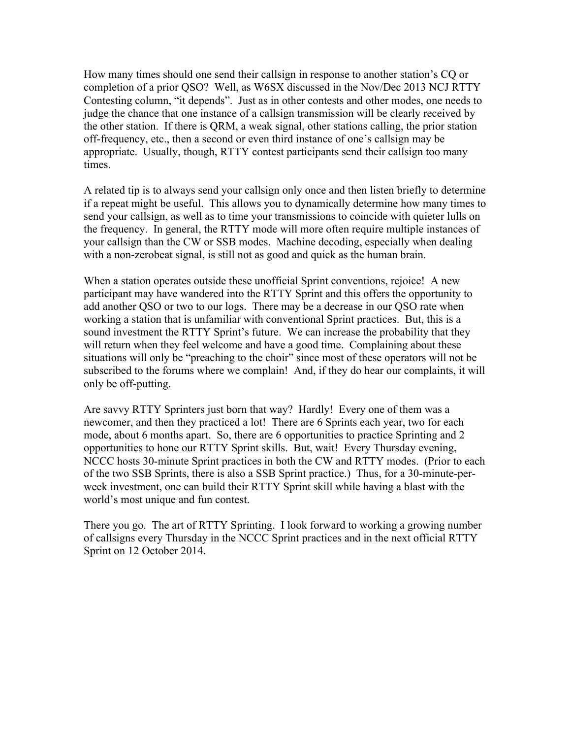How many times should one send their callsign in response to another station's CQ or completion of a prior QSO? Well, as W6SX discussed in the Nov/Dec 2013 NCJ RTTY Contesting column, "it depends". Just as in other contests and other modes, one needs to judge the chance that one instance of a callsign transmission will be clearly received by the other station. If there is QRM, a weak signal, other stations calling, the prior station off-frequency, etc., then a second or even third instance of one's callsign may be appropriate. Usually, though, RTTY contest participants send their callsign too many times.

A related tip is to always send your callsign only once and then listen briefly to determine if a repeat might be useful. This allows you to dynamically determine how many times to send your callsign, as well as to time your transmissions to coincide with quieter lulls on the frequency. In general, the RTTY mode will more often require multiple instances of your callsign than the CW or SSB modes. Machine decoding, especially when dealing with a non-zerobeat signal, is still not as good and quick as the human brain.

When a station operates outside these unofficial Sprint conventions, rejoice! A new participant may have wandered into the RTTY Sprint and this offers the opportunity to add another QSO or two to our logs. There may be a decrease in our QSO rate when working a station that is unfamiliar with conventional Sprint practices. But, this is a sound investment the RTTY Sprint's future. We can increase the probability that they will return when they feel welcome and have a good time. Complaining about these situations will only be "preaching to the choir" since most of these operators will not be subscribed to the forums where we complain! And, if they do hear our complaints, it will only be off-putting.

Are savvy RTTY Sprinters just born that way? Hardly! Every one of them was a newcomer, and then they practiced a lot! There are 6 Sprints each year, two for each mode, about 6 months apart. So, there are 6 opportunities to practice Sprinting and 2 opportunities to hone our RTTY Sprint skills. But, wait! Every Thursday evening, NCCC hosts 30-minute Sprint practices in both the CW and RTTY modes. (Prior to each of the two SSB Sprints, there is also a SSB Sprint practice.) Thus, for a 30-minute-per-week investment, one can build their RTTY Sprint skill while having a blast with the world's most unique and fun contest.

There you go. The art of RTTY Sprinting. I look forward to working a growing number of callsigns every Thursday in the NCCC Sprint practices and in the next official RTTY Sprint on 12 October 2014.